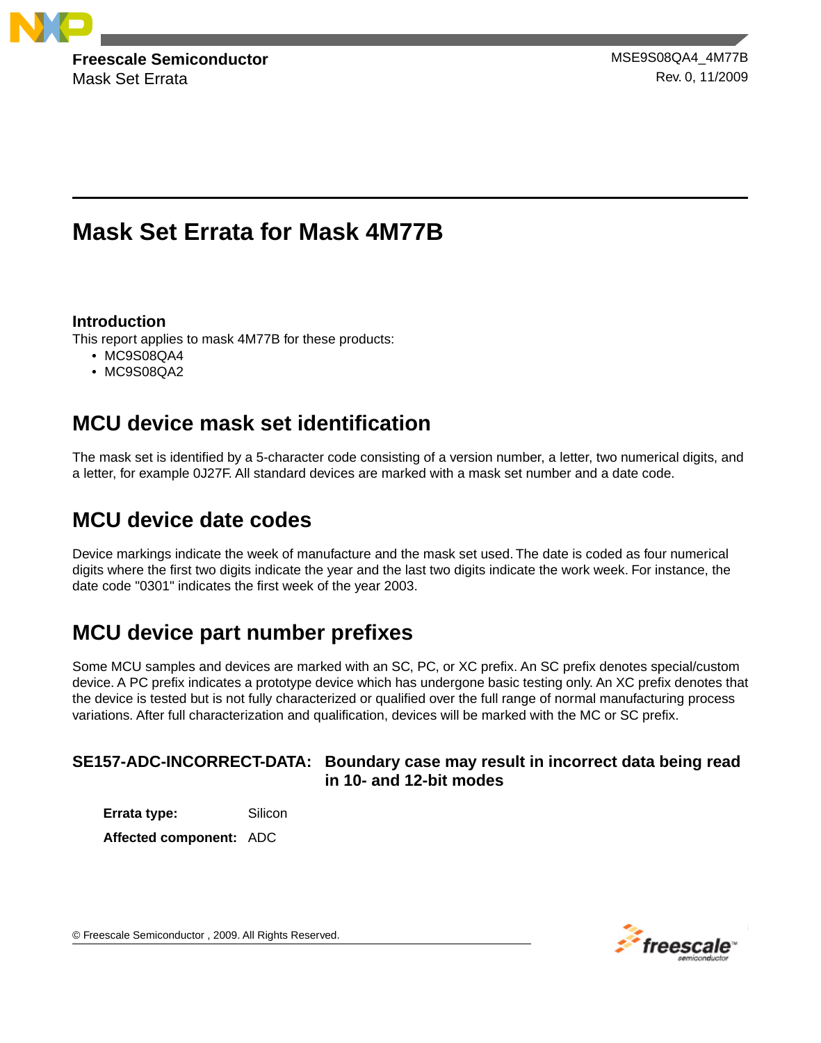**Freescale Semiconductor**
Mask Set Errata

MSE9S08QA4_4M77B
Rev. 0, 11/2009

# Mask Set Errata for Mask 4M77B

### Introduction

This report applies to mask 4M77B for these products:

- MC9S08QA4
- MC9S08QA2

## MCU device mask set identification

The mask set is identified by a 5-character code consisting of a version number, a letter, two numerical digits, and a letter, for example 0J27F. All standard devices are marked with a mask set number and a date code.

## MCU device date codes

Device markings indicate the week of manufacture and the mask set used. The date is coded as four numerical digits where the first two digits indicate the year and the last two digits indicate the work week. For instance, the date code "0301" indicates the first week of the year 2003.

## MCU device part number prefixes

Some MCU samples and devices are marked with an SC, PC, or XC prefix. An SC prefix denotes special/custom device. A PC prefix indicates a prototype device which has undergone basic testing only. An XC prefix denotes that the device is tested but is not fully characterized or qualified over the full range of normal manufacturing process variations. After full characterization and qualification, devices will be marked with the MC or SC prefix.

### SE157-ADC-INCORRECT-DATA: Boundary case may result in incorrect data being read in 10- and 12-bit modes

**Errata type:** Silicon

**Affected component:** ADC

© Freescale Semiconductor , 2009. All Rights Reserved.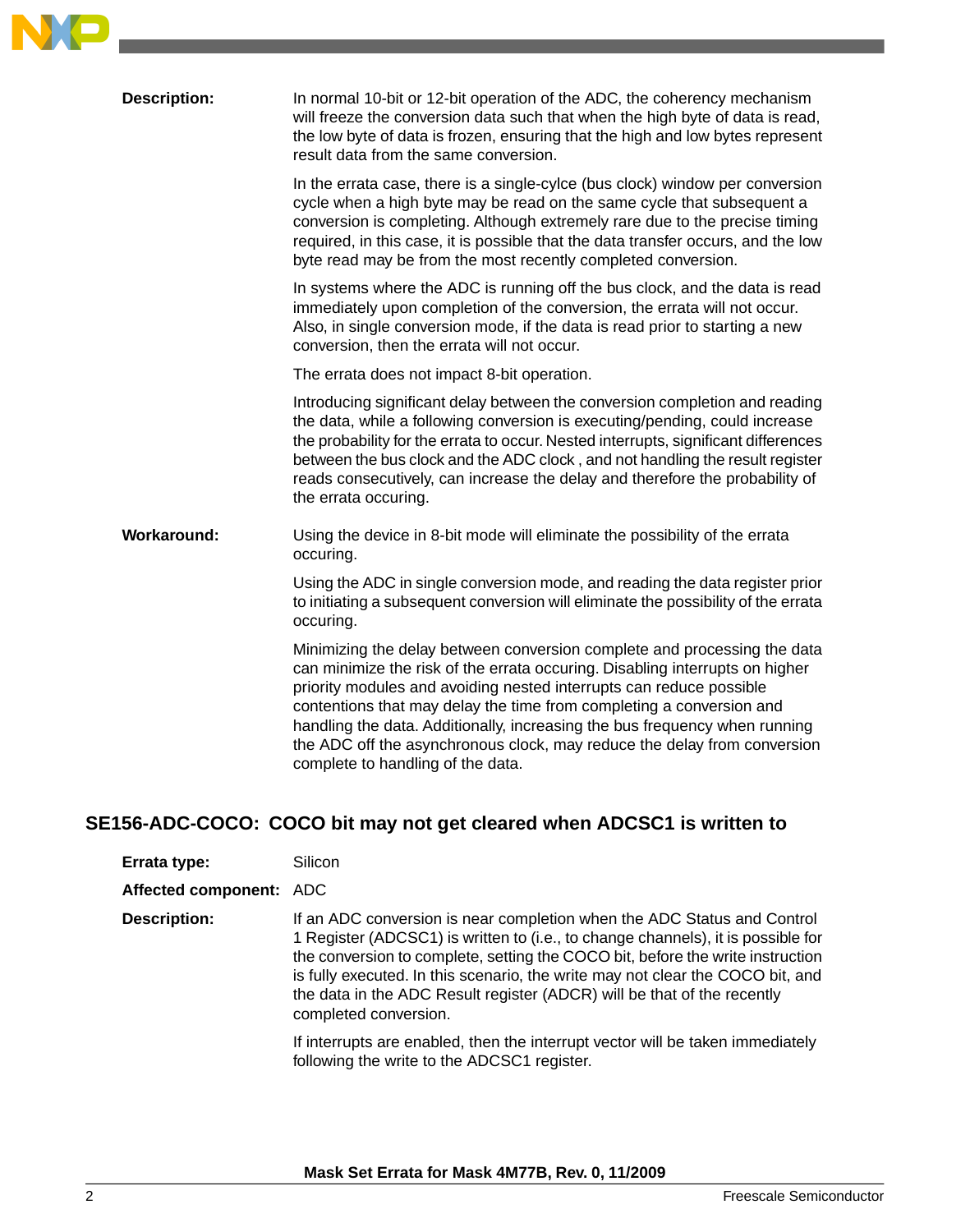**Description:** In normal 10-bit or 12-bit operation of the ADC, the coherency mechanism will freeze the conversion data such that when the high byte of data is read, the low byte of data is frozen, ensuring that the high and low bytes represent result data from the same conversion.

In the errata case, there is a single-cylce (bus clock) window per conversion cycle when a high byte may be read on the same cycle that subsequent a conversion is completing. Although extremely rare due to the precise timing required, in this case, it is possible that the data transfer occurs, and the low byte read may be from the most recently completed conversion.

In systems where the ADC is running off the bus clock, and the data is read immediately upon completion of the conversion, the errata will not occur. Also, in single conversion mode, if the data is read prior to starting a new conversion, then the errata will not occur.

The errata does not impact 8-bit operation.

Introducing significant delay between the conversion completion and reading the data, while a following conversion is executing/pending, could increase the probability for the errata to occur. Nested interrupts, significant differences between the bus clock and the ADC clock , and not handling the result register reads consecutively, can increase the delay and therefore the probability of the errata occuring.

**Workaround:** Using the device in 8-bit mode will eliminate the possibility of the errata occuring.

Using the ADC in single conversion mode, and reading the data register prior to initiating a subsequent conversion will eliminate the possibility of the errata occuring.

Minimizing the delay between conversion complete and processing the data can minimize the risk of the errata occuring. Disabling interrupts on higher priority modules and avoiding nested interrupts can reduce possible contentions that may delay the time from completing a conversion and handling the data. Additionally, increasing the bus frequency when running the ADC off the asynchronous clock, may reduce the delay from conversion complete to handling of the data.

## SE156-ADC-COCO: COCO bit may not get cleared when ADCSC1 is written to

**Errata type:** Silicon

**Affected component:** ADC

**Description:** If an ADC conversion is near completion when the ADC Status and Control 1 Register (ADCSC1) is written to (i.e., to change channels), it is possible for the conversion to complete, setting the COCO bit, before the write instruction is fully executed. In this scenario, the write may not clear the COCO bit, and the data in the ADC Result register (ADCR) will be that of the recently completed conversion.

If interrupts are enabled, then the interrupt vector will be taken immediately following the write to the ADCSC1 register.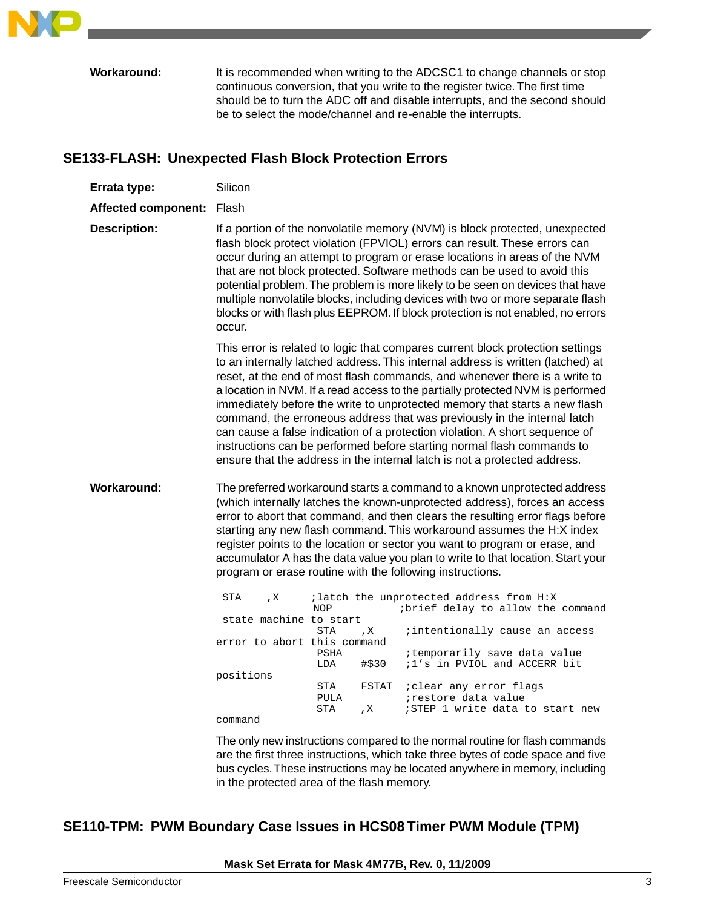**Workaround:** It is recommended when writing to the ADCSC1 to change channels or stop continuous conversion, that you write to the register twice. The first time should be to turn the ADC off and disable interrupts, and the second should be to select the mode/channel and re-enable the interrupts.

## SE133-FLASH: Unexpected Flash Block Protection Errors

**Errata type:** Silicon

**Affected component:** Flash

**Description:** If a portion of the nonvolatile memory (NVM) is block protected, unexpected flash block protect violation (FPVIOL) errors can result. These errors can occur during an attempt to program or erase locations in areas of the NVM that are not block protected. Software methods can be used to avoid this potential problem. The problem is more likely to be seen on devices that have multiple nonvolatile blocks, including devices with two or more separate flash blocks or with flash plus EEPROM. If block protection is not enabled, no errors occur.

This error is related to logic that compares current block protection settings to an internally latched address. This internal address is written (latched) at reset, at the end of most flash commands, and whenever there is a write to a location in NVM. If a read access to the partially protected NVM is performed immediately before the write to unprotected memory that starts a new flash command, the erroneous address that was previously in the internal latch can cause a false indication of a protection violation. A short sequence of instructions can be performed before starting normal flash commands to ensure that the address in the internal latch is not a protected address.

**Workaround:** The preferred workaround starts a command to a known unprotected address (which internally latches the known-unprotected address), forces an access error to abort that command, and then clears the resulting error flags before starting any new flash command. This workaround assumes the H:X index register points to the location or sector you want to program or erase, and accumulator A has the data value you plan to write to that location. Start your program or erase routine with the following instructions.

```
STA     ,X      ;latch the unprotected address from H:X
NOP             ;brief delay to allow the command state machine to start
STA     ,X      ;intentionally cause an access error to abort this command
PSHA            ;temporarily save data value
LDA     #$30    ;1's in PVIOL and ACCERR bit positions
STA     FSTAT   ;clear any error flags
PULA            ;restore data value
STA     ,X      ;STEP 1 write data to start new command
```

The only new instructions compared to the normal routine for flash commands are the first three instructions, which take three bytes of code space and five bus cycles. These instructions may be located anywhere in memory, including in the protected area of the flash memory.

## SE110-TPM: PWM Boundary Case Issues in HCS08 Timer PWM Module (TPM)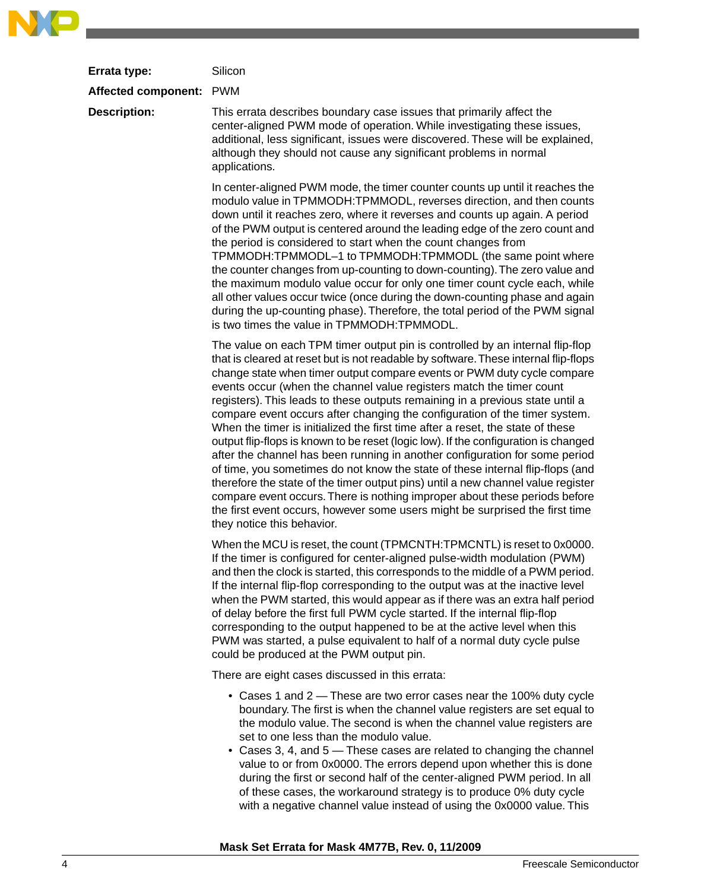**Errata type:** Silicon

**Affected component:** PWM

**Description:**

This errata describes boundary case issues that primarily affect the center-aligned PWM mode of operation. While investigating these issues, additional, less significant, issues were discovered. These will be explained, although they should not cause any significant problems in normal applications.

In center-aligned PWM mode, the timer counter counts up until it reaches the modulo value in TPMMODH:TPMMODL, reverses direction, and then counts down until it reaches zero, where it reverses and counts up again. A period of the PWM output is centered around the leading edge of the zero count and the period is considered to start when the count changes from TPMMODH:TPMMODL–1 to TPMMODH:TPMMODL (the same point where the counter changes from up-counting to down-counting). The zero value and the maximum modulo value occur for only one timer count cycle each, while all other values occur twice (once during the down-counting phase and again during the up-counting phase). Therefore, the total period of the PWM signal is two times the value in TPMMODH:TPMMODL.

The value on each TPM timer output pin is controlled by an internal flip-flop that is cleared at reset but is not readable by software. These internal flip-flops change state when timer output compare events or PWM duty cycle compare events occur (when the channel value registers match the timer count registers). This leads to these outputs remaining in a previous state until a compare event occurs after changing the configuration of the timer system. When the timer is initialized the first time after a reset, the state of these output flip-flops is known to be reset (logic low). If the configuration is changed after the channel has been running in another configuration for some period of time, you sometimes do not know the state of these internal flip-flops (and therefore the state of the timer output pins) until a new channel value register compare event occurs. There is nothing improper about these periods before the first event occurs, however some users might be surprised the first time they notice this behavior.

When the MCU is reset, the count (TPMCNTH:TPMCNTL) is reset to 0x0000. If the timer is configured for center-aligned pulse-width modulation (PWM) and then the clock is started, this corresponds to the middle of a PWM period. If the internal flip-flop corresponding to the output was at the inactive level when the PWM started, this would appear as if there was an extra half period of delay before the first full PWM cycle started. If the internal flip-flop corresponding to the output happened to be at the active level when this PWM was started, a pulse equivalent to half of a normal duty cycle pulse could be produced at the PWM output pin.

There are eight cases discussed in this errata:

- Cases 1 and 2 — These are two error cases near the 100% duty cycle boundary. The first is when the channel value registers are set equal to the modulo value. The second is when the channel value registers are set to one less than the modulo value.
- Cases 3, 4, and 5 — These cases are related to changing the channel value to or from 0x0000. The errors depend upon whether this is done during the first or second half of the center-aligned PWM period. In all of these cases, the workaround strategy is to produce 0% duty cycle with a negative channel value instead of using the 0x0000 value. This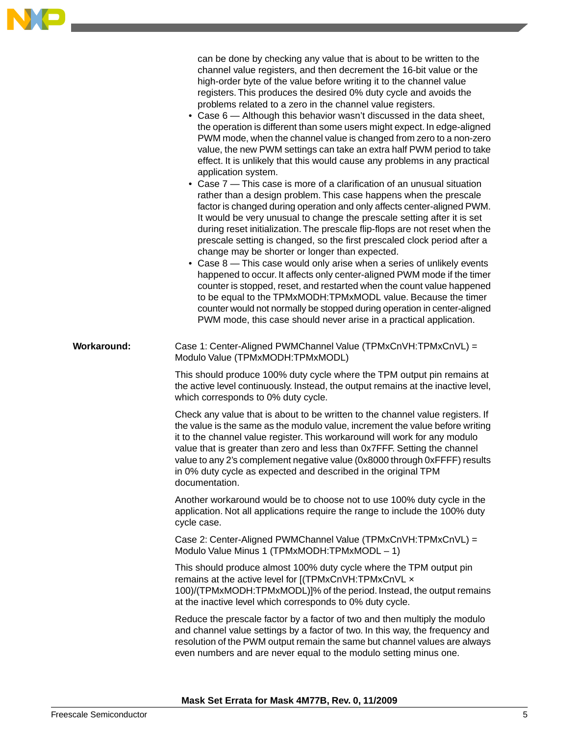can be done by checking any value that is about to be written to the channel value registers, and then decrement the 16-bit value or the high-order byte of the value before writing it to the channel value registers. This produces the desired 0% duty cycle and avoids the problems related to a zero in the channel value registers.

- Case 6 — Although this behavior wasn't discussed in the data sheet, the operation is different than some users might expect. In edge-aligned PWM mode, when the channel value is changed from zero to a non-zero value, the new PWM settings can take an extra half PWM period to take effect. It is unlikely that this would cause any problems in any practical application system.
- Case 7 — This case is more of a clarification of an unusual situation rather than a design problem. This case happens when the prescale factor is changed during operation and only affects center-aligned PWM. It would be very unusual to change the prescale setting after it is set during reset initialization. The prescale flip-flops are not reset when the prescale setting is changed, so the first prescaled clock period after a change may be shorter or longer than expected.
- Case 8 — This case would only arise when a series of unlikely events happened to occur. It affects only center-aligned PWM mode if the timer counter is stopped, reset, and restarted when the count value happened to be equal to the TPMxMODH:TPMxMODL value. Because the timer counter would not normally be stopped during operation in center-aligned PWM mode, this case should never arise in a practical application.

**Workaround:**

Case 1: Center-Aligned PWMChannel Value (TPMxCnVH:TPMxCnVL) = Modulo Value (TPMxMODH:TPMxMODL)

This should produce 100% duty cycle where the TPM output pin remains at the active level continuously. Instead, the output remains at the inactive level, which corresponds to 0% duty cycle.

Check any value that is about to be written to the channel value registers. If the value is the same as the modulo value, increment the value before writing it to the channel value register. This workaround will work for any modulo value that is greater than zero and less than 0x7FFF. Setting the channel value to any 2's complement negative value (0x8000 through 0xFFFF) results in 0% duty cycle as expected and described in the original TPM documentation.

Another workaround would be to choose not to use 100% duty cycle in the application. Not all applications require the range to include the 100% duty cycle case.

Case 2: Center-Aligned PWMChannel Value (TPMxCnVH:TPMxCnVL) = Modulo Value Minus 1 (TPMxMODH:TPMxMODL – 1)

This should produce almost 100% duty cycle where the TPM output pin remains at the active level for [(TPMxCnVH:TPMxCnVL × 100)/(TPMxMODH:TPMxMODL)]% of the period. Instead, the output remains at the inactive level which corresponds to 0% duty cycle.

Reduce the prescale factor by a factor of two and then multiply the modulo and channel value settings by a factor of two. In this way, the frequency and resolution of the PWM output remain the same but channel values are always even numbers and are never equal to the modulo setting minus one.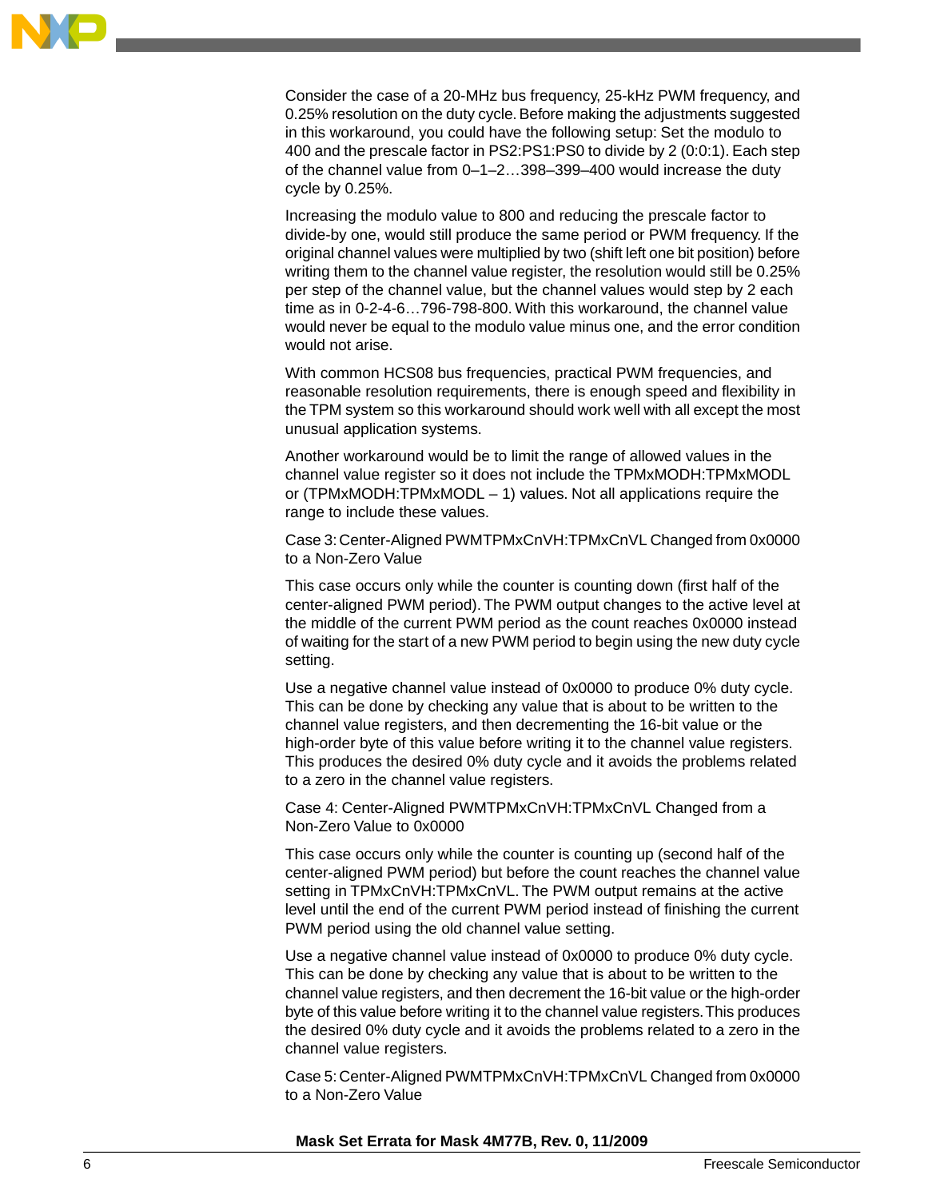Consider the case of a 20-MHz bus frequency, 25-kHz PWM frequency, and 0.25% resolution on the duty cycle. Before making the adjustments suggested in this workaround, you could have the following setup: Set the modulo to 400 and the prescale factor in PS2:PS1:PS0 to divide by 2 (0:0:1). Each step of the channel value from 0–1–2…398–399–400 would increase the duty cycle by 0.25%.

Increasing the modulo value to 800 and reducing the prescale factor to divide-by one, would still produce the same period or PWM frequency. If the original channel values were multiplied by two (shift left one bit position) before writing them to the channel value register, the resolution would still be 0.25% per step of the channel value, but the channel values would step by 2 each time as in 0-2-4-6…796-798-800. With this workaround, the channel value would never be equal to the modulo value minus one, and the error condition would not arise.

With common HCS08 bus frequencies, practical PWM frequencies, and reasonable resolution requirements, there is enough speed and flexibility in the TPM system so this workaround should work well with all except the most unusual application systems.

Another workaround would be to limit the range of allowed values in the channel value register so it does not include the TPMxMODH:TPMxMODL or (TPMxMODH:TPMxMODL – 1) values. Not all applications require the range to include these values.

Case 3: Center-Aligned PWMTPMxCnVH:TPMxCnVL Changed from 0x0000 to a Non-Zero Value

This case occurs only while the counter is counting down (first half of the center-aligned PWM period). The PWM output changes to the active level at the middle of the current PWM period as the count reaches 0x0000 instead of waiting for the start of a new PWM period to begin using the new duty cycle setting.

Use a negative channel value instead of 0x0000 to produce 0% duty cycle. This can be done by checking any value that is about to be written to the channel value registers, and then decrementing the 16-bit value or the high-order byte of this value before writing it to the channel value registers. This produces the desired 0% duty cycle and it avoids the problems related to a zero in the channel value registers.

Case 4: Center-Aligned PWMTPMxCnVH:TPMxCnVL Changed from a Non-Zero Value to 0x0000

This case occurs only while the counter is counting up (second half of the center-aligned PWM period) but before the count reaches the channel value setting in TPMxCnVH:TPMxCnVL. The PWM output remains at the active level until the end of the current PWM period instead of finishing the current PWM period using the old channel value setting.

Use a negative channel value instead of 0x0000 to produce 0% duty cycle. This can be done by checking any value that is about to be written to the channel value registers, and then decrement the 16-bit value or the high-order byte of this value before writing it to the channel value registers. This produces the desired 0% duty cycle and it avoids the problems related to a zero in the channel value registers.

Case 5: Center-Aligned PWMTPMxCnVH:TPMxCnVL Changed from 0x0000 to a Non-Zero Value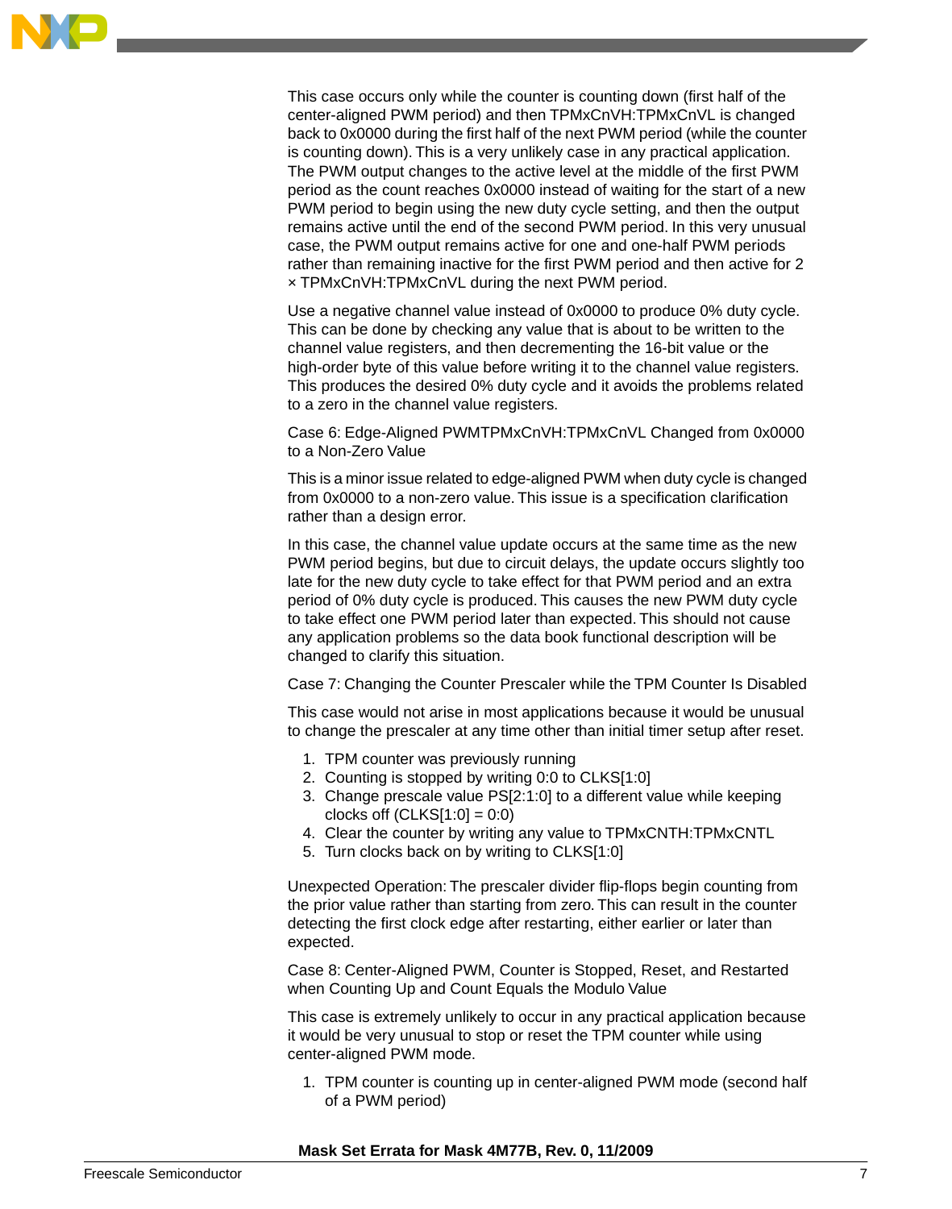This case occurs only while the counter is counting down (first half of the center-aligned PWM period) and then TPMxCnVH:TPMxCnVL is changed back to 0x0000 during the first half of the next PWM period (while the counter is counting down). This is a very unlikely case in any practical application. The PWM output changes to the active level at the middle of the first PWM period as the count reaches 0x0000 instead of waiting for the start of a new PWM period to begin using the new duty cycle setting, and then the output remains active until the end of the second PWM period. In this very unusual case, the PWM output remains active for one and one-half PWM periods rather than remaining inactive for the first PWM period and then active for 2 × TPMxCnVH:TPMxCnVL during the next PWM period.

Use a negative channel value instead of 0x0000 to produce 0% duty cycle. This can be done by checking any value that is about to be written to the channel value registers, and then decrementing the 16-bit value or the high-order byte of this value before writing it to the channel value registers. This produces the desired 0% duty cycle and it avoids the problems related to a zero in the channel value registers.

Case 6: Edge-Aligned PWMTPMxCnVH:TPMxCnVL Changed from 0x0000 to a Non-Zero Value

This is a minor issue related to edge-aligned PWM when duty cycle is changed from 0x0000 to a non-zero value. This issue is a specification clarification rather than a design error.

In this case, the channel value update occurs at the same time as the new PWM period begins, but due to circuit delays, the update occurs slightly too late for the new duty cycle to take effect for that PWM period and an extra period of 0% duty cycle is produced. This causes the new PWM duty cycle to take effect one PWM period later than expected. This should not cause any application problems so the data book functional description will be changed to clarify this situation.

Case 7: Changing the Counter Prescaler while the TPM Counter Is Disabled

This case would not arise in most applications because it would be unusual to change the prescaler at any time other than initial timer setup after reset.

1. TPM counter was previously running
2. Counting is stopped by writing 0:0 to CLKS[1:0]
3. Change prescale value PS[2:1:0] to a different value while keeping clocks off (CLKS[1:0] = 0:0)
4. Clear the counter by writing any value to TPMxCNTH:TPMxCNTL
5. Turn clocks back on by writing to CLKS[1:0]

Unexpected Operation: The prescaler divider flip-flops begin counting from the prior value rather than starting from zero. This can result in the counter detecting the first clock edge after restarting, either earlier or later than expected.

Case 8: Center-Aligned PWM, Counter is Stopped, Reset, and Restarted when Counting Up and Count Equals the Modulo Value

This case is extremely unlikely to occur in any practical application because it would be very unusual to stop or reset the TPM counter while using center-aligned PWM mode.

1. TPM counter is counting up in center-aligned PWM mode (second half of a PWM period)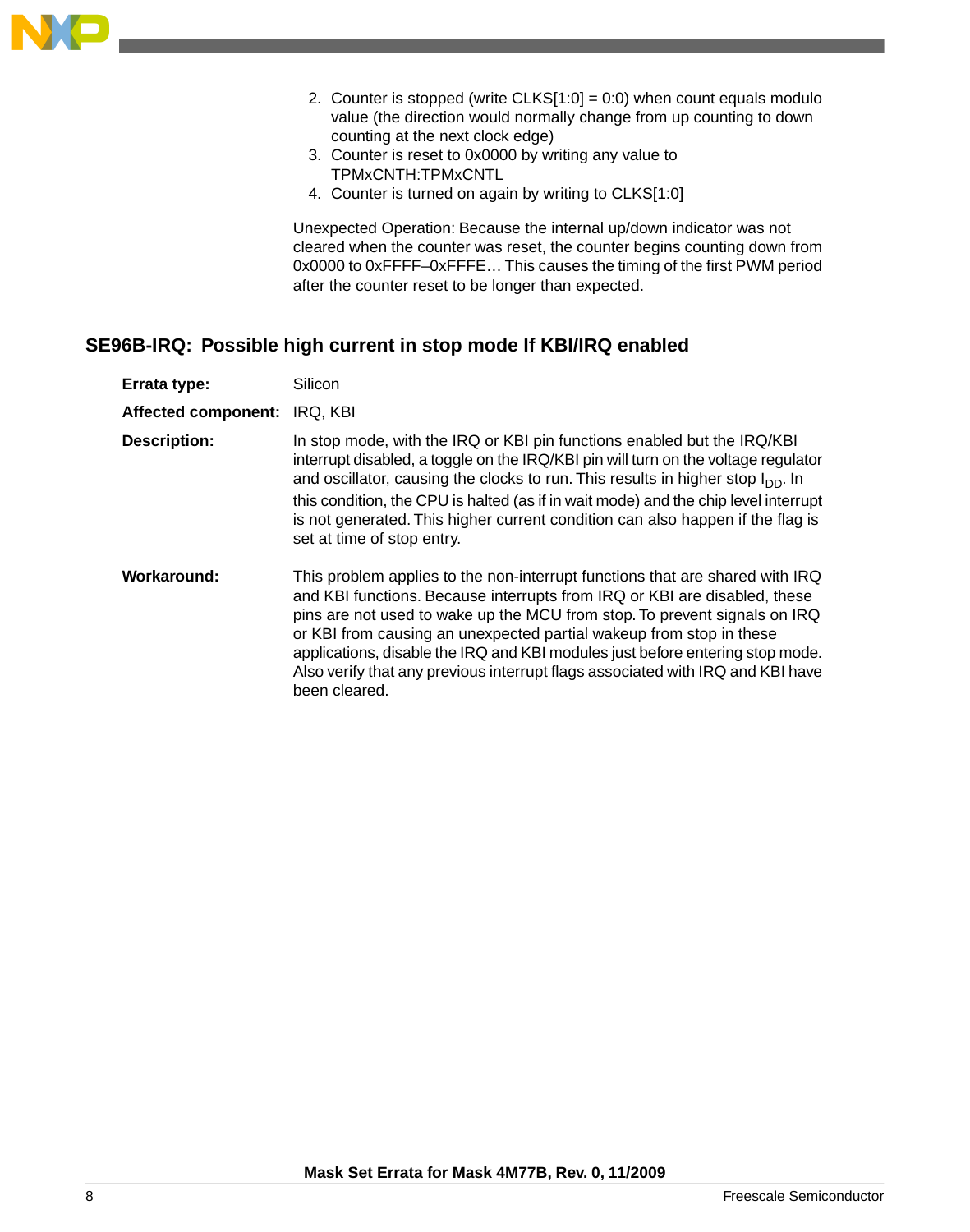2. Counter is stopped (write CLKS[1:0] = 0:0) when count equals modulo value (the direction would normally change from up counting to down counting at the next clock edge)
3. Counter is reset to 0x0000 by writing any value to TPMxCNTH:TPMxCNTL
4. Counter is turned on again by writing to CLKS[1:0]

Unexpected Operation: Because the internal up/down indicator was not cleared when the counter was reset, the counter begins counting down from 0x0000 to 0xFFFF–0xFFFE… This causes the timing of the first PWM period after the counter reset to be longer than expected.

## SE96B-IRQ: Possible high current in stop mode If KBI/IRQ enabled

**Errata type:** Silicon

**Affected component:** IRQ, KBI

**Description:** In stop mode, with the IRQ or KBI pin functions enabled but the IRQ/KBI interrupt disabled, a toggle on the IRQ/KBI pin will turn on the voltage regulator and oscillator, causing the clocks to run. This results in higher stop $I_{DD}$. In this condition, the CPU is halted (as if in wait mode) and the chip level interrupt is not generated. This higher current condition can also happen if the flag is set at time of stop entry.

**Workaround:** This problem applies to the non-interrupt functions that are shared with IRQ and KBI functions. Because interrupts from IRQ or KBI are disabled, these pins are not used to wake up the MCU from stop. To prevent signals on IRQ or KBI from causing an unexpected partial wakeup from stop in these applications, disable the IRQ and KBI modules just before entering stop mode. Also verify that any previous interrupt flags associated with IRQ and KBI have been cleared.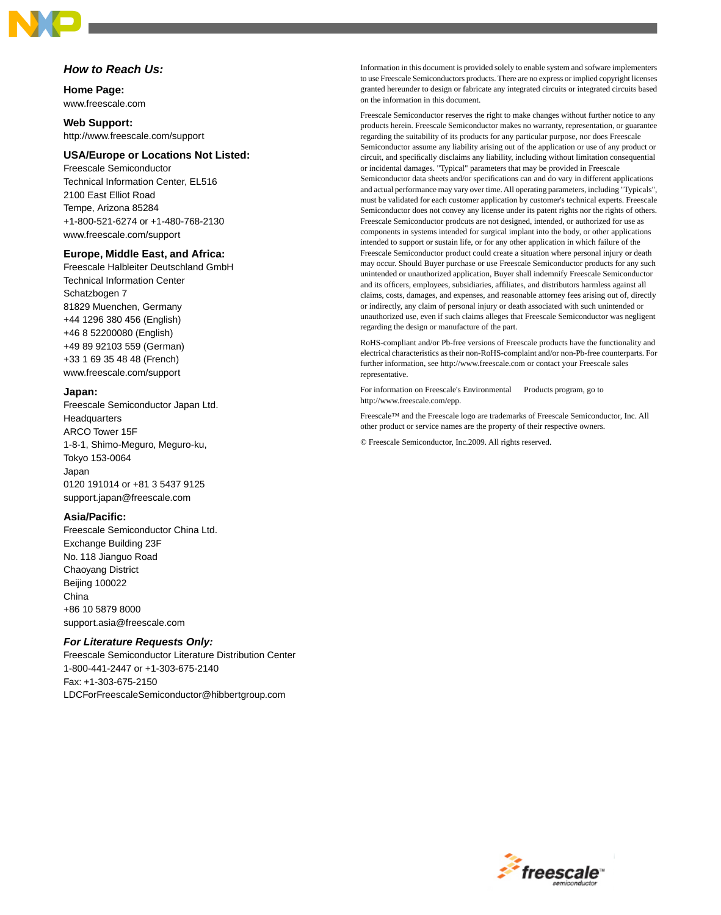### *How to Reach Us:*

**Home Page:**
www.freescale.com

**Web Support:**
http://www.freescale.com/support

**USA/Europe or Locations Not Listed:**
Freescale Semiconductor
Technical Information Center, EL516
2100 East Elliot Road
Tempe, Arizona 85284
+1-800-521-6274 or +1-480-768-2130
www.freescale.com/support

**Europe, Middle East, and Africa:**
Freescale Halbleiter Deutschland GmbH
Technical Information Center
Schatzbogen 7
81829 Muenchen, Germany
+44 1296 380 456 (English)
+46 8 52200080 (English)
+49 89 92103 559 (German)
+33 1 69 35 48 48 (French)
www.freescale.com/support

**Japan:**
Freescale Semiconductor Japan Ltd.
Headquarters
ARCO Tower 15F
1-8-1, Shimo-Meguro, Meguro-ku,
Tokyo 153-0064
Japan
0120 191014 or +81 3 5437 9125
support.japan@freescale.com

**Asia/Pacific:**
Freescale Semiconductor China Ltd.
Exchange Building 23F
No. 118 Jianguo Road
Chaoyang District
Beijing 100022
China
+86 10 5879 8000
support.asia@freescale.com

***For Literature Requests Only:***
Freescale Semiconductor Literature Distribution Center
1-800-441-2447 or +1-303-675-2140
Fax: +1-303-675-2150
LDCForFreescaleSemiconductor@hibbertgroup.com

Information in this document is provided solely to enable system and sofware implementers to use Freescale Semiconductors products. There are no express or implied copyright licenses granted hereunder to design or fabricate any integrated circuits or integrated circuits based on the information in this document.

Freescale Semiconductor reserves the right to make changes without further notice to any products herein. Freescale Semiconductor makes no warranty, representation, or guarantee regarding the suitability of its products for any particular purpose, nor does Freescale Semiconductor assume any liability arising out of the application or use of any product or circuit, and specifically disclaims any liability, including without limitation consequential or incidental damages. "Typical" parameters that may be provided in Freescale Semiconductor data sheets and/or specifications can and do vary in different applications and actual performance may vary over time. All operating parameters, including "Typicals", must be validated for each customer application by customer's technical experts. Freescale Semiconductor does not convey any license under its patent rights nor the rights of others. Freescale Semiconductor prodcuts are not designed, intended, or authorized for use as components in systems intended for surgical implant into the body, or other applications intended to support or sustain life, or for any other application in which failure of the Freescale Semiconductor product could create a situation where personal injury or death may occur. Should Buyer purchase or use Freescale Semiconductor products for any such unintended or unauthorized application, Buyer shall indemnify Freescale Semiconductor and its officers, employees, subsidiaries, affiliates, and distributors harmless against all claims, costs, damages, and expenses, and reasonable attorney fees arising out of, directly or indirectly, any claim of personal injury or death associated with such unintended or unauthorized use, even if such claims alleges that Freescale Semiconductor was negligent regarding the design or manufacture of the part.

RoHS-compliant and/or Pb-free versions of Freescale products have the functionality and electrical characteristics as their non-RoHS-complaint and/or non-Pb-free counterparts. For further information, see http://www.freescale.com or contact your Freescale sales representative.

For information on Freescale's Environmental Products program, go to http://www.freescale.com/epp.

Freescale™ and the Freescale logo are trademarks of Freescale Semiconductor, Inc. All other product or service names are the property of their respective owners.

© Freescale Semiconductor, Inc.2009. All rights reserved.